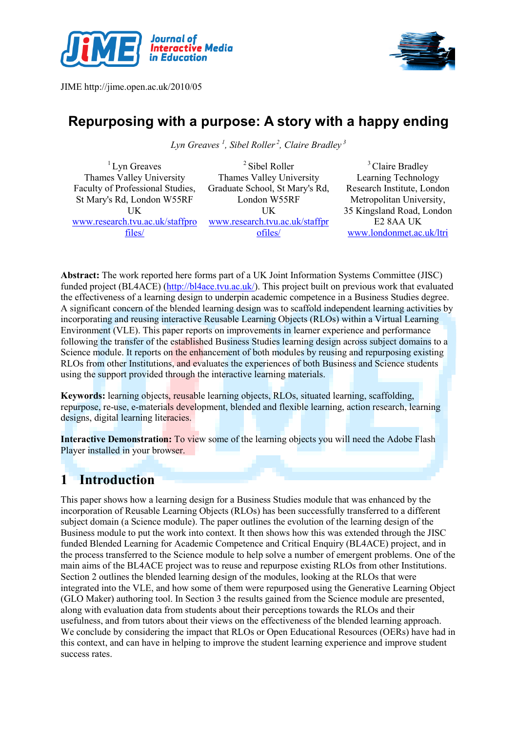JIME http://jime.open.ac.uk/2010/05

# Repurposing with a purpose: A story with a happy ending

*Lyn Greaves [1], Sibel Roller [2], Claire Bradley [3]*

[1] Lyn Greaves
Thames Valley University
Faculty of Professional Studies,
St Mary's Rd, London W55RF
UK
www.research.tvu.ac.uk/staffprofiles/

[2] Sibel Roller
Thames Valley University
Graduate School, St Mary's Rd,
London W55RF
UK
www.research.tvu.ac.uk/staffprofiles/

[3] Claire Bradley
Learning Technology
Research Institute, London
Metropolitan University,
35 Kingsland Road, London
E2 8AA UK
www.londonmet.ac.uk/ltri

**Abstract:** The work reported here forms part of a UK Joint Information Systems Committee (JISC) funded project (BL4ACE) (http://bl4ace.tvu.ac.uk/). This project built on previous work that evaluated the effectiveness of a learning design to underpin academic competence in a Business Studies degree. A significant concern of the blended learning design was to scaffold independent learning activities by incorporating and reusing interactive Reusable Learning Objects (RLOs) within a Virtual Learning Environment (VLE). This paper reports on improvements in learner experience and performance following the transfer of the established Business Studies learning design across subject domains to a Science module. It reports on the enhancement of both modules by reusing and repurposing existing RLOs from other Institutions, and evaluates the experiences of both Business and Science students using the support provided through the interactive learning materials.

**Keywords:** learning objects, reusable learning objects, RLOs, situated learning, scaffolding, repurpose, re-use, e-materials development, blended and flexible learning, action research, learning designs, digital learning literacies.

**Interactive Demonstration:** To view some of the learning objects you will need the Adobe Flash Player installed in your browser.

## 1 Introduction

This paper shows how a learning design for a Business Studies module that was enhanced by the incorporation of Reusable Learning Objects (RLOs) has been successfully transferred to a different subject domain (a Science module). The paper outlines the evolution of the learning design of the Business module to put the work into context. It then shows how this was extended through the JISC funded Blended Learning for Academic Competence and Critical Enquiry (BL4ACE) project, and in the process transferred to the Science module to help solve a number of emergent problems. One of the main aims of the BL4ACE project was to reuse and repurpose existing RLOs from other Institutions. Section 2 outlines the blended learning design of the modules, looking at the RLOs that were integrated into the VLE, and how some of them were repurposed using the Generative Learning Object (GLO Maker) authoring tool. In Section 3 the results gained from the Science module are presented, along with evaluation data from students about their perceptions towards the RLOs and their usefulness, and from tutors about their views on the effectiveness of the blended learning approach. We conclude by considering the impact that RLOs or Open Educational Resources (OERs) have had in this context, and can have in helping to improve the student learning experience and improve student success rates.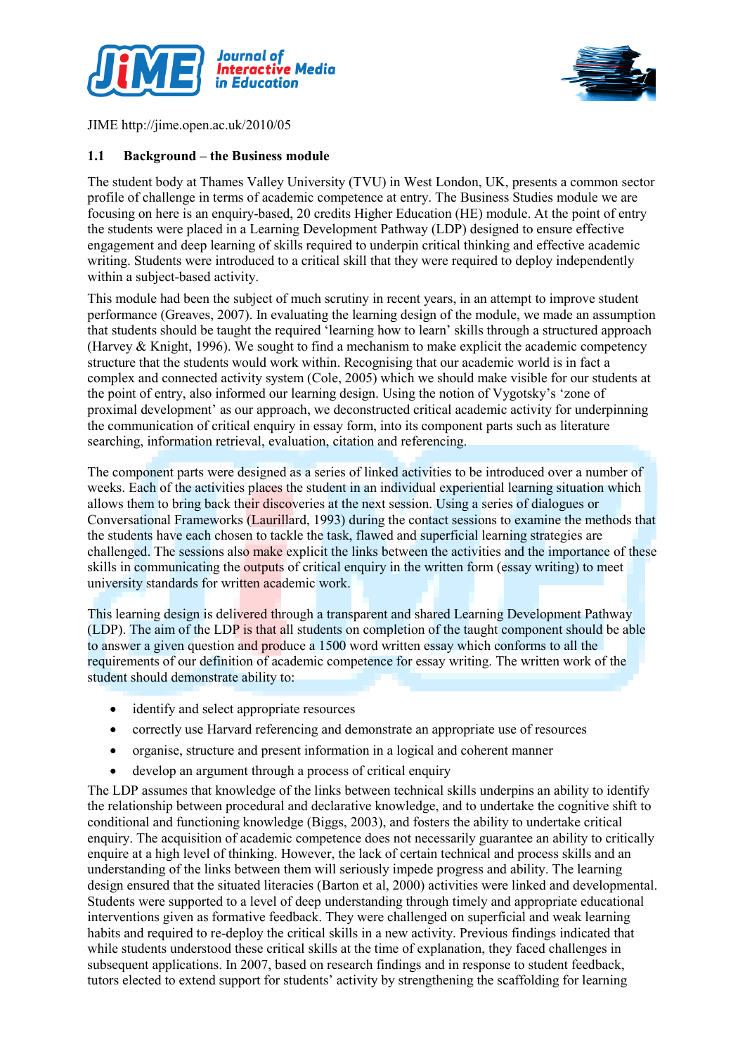## 1.1 Background – the Business module

The student body at Thames Valley University (TVU) in West London, UK, presents a common sector profile of challenge in terms of academic competence at entry. The Business Studies module we are focusing on here is an enquiry-based, 20 credits Higher Education (HE) module. At the point of entry the students were placed in a Learning Development Pathway (LDP) designed to ensure effective engagement and deep learning of skills required to underpin critical thinking and effective academic writing. Students were introduced to a critical skill that they were required to deploy independently within a subject-based activity.

This module had been the subject of much scrutiny in recent years, in an attempt to improve student performance (Greaves, 2007). In evaluating the learning design of the module, we made an assumption that students should be taught the required 'learning how to learn' skills through a structured approach (Harvey & Knight, 1996). We sought to find a mechanism to make explicit the academic competency structure that the students would work within. Recognising that our academic world is in fact a complex and connected activity system (Cole, 2005) which we should make visible for our students at the point of entry, also informed our learning design. Using the notion of Vygotsky's 'zone of proximal development' as our approach, we deconstructed critical academic activity for underpinning the communication of critical enquiry in essay form, into its component parts such as literature searching, information retrieval, evaluation, citation and referencing.

The component parts were designed as a series of linked activities to be introduced over a number of weeks. Each of the activities places the student in an individual experiential learning situation which allows them to bring back their discoveries at the next session. Using a series of dialogues or Conversational Frameworks (Laurillard, 1993) during the contact sessions to examine the methods that the students have each chosen to tackle the task, flawed and superficial learning strategies are challenged. The sessions also make explicit the links between the activities and the importance of these skills in communicating the outputs of critical enquiry in the written form (essay writing) to meet university standards for written academic work.

This learning design is delivered through a transparent and shared Learning Development Pathway (LDP). The aim of the LDP is that all students on completion of the taught component should be able to answer a given question and produce a 1500 word written essay which conforms to all the requirements of our definition of academic competence for essay writing. The written work of the student should demonstrate ability to:

- identify and select appropriate resources
- correctly use Harvard referencing and demonstrate an appropriate use of resources
- organise, structure and present information in a logical and coherent manner
- develop an argument through a process of critical enquiry

The LDP assumes that knowledge of the links between technical skills underpins an ability to identify the relationship between procedural and declarative knowledge, and to undertake the cognitive shift to conditional and functioning knowledge (Biggs, 2003), and fosters the ability to undertake critical enquiry. The acquisition of academic competence does not necessarily guarantee an ability to critically enquire at a high level of thinking. However, the lack of certain technical and process skills and an understanding of the links between them will seriously impede progress and ability. The learning design ensured that the situated literacies (Barton et al, 2000) activities were linked and developmental. Students were supported to a level of deep understanding through timely and appropriate educational interventions given as formative feedback. They were challenged on superficial and weak learning habits and required to re-deploy the critical skills in a new activity. Previous findings indicated that while students understood these critical skills at the time of explanation, they faced challenges in subsequent applications. In 2007, based on research findings and in response to student feedback, tutors elected to extend support for students' activity by strengthening the scaffolding for learning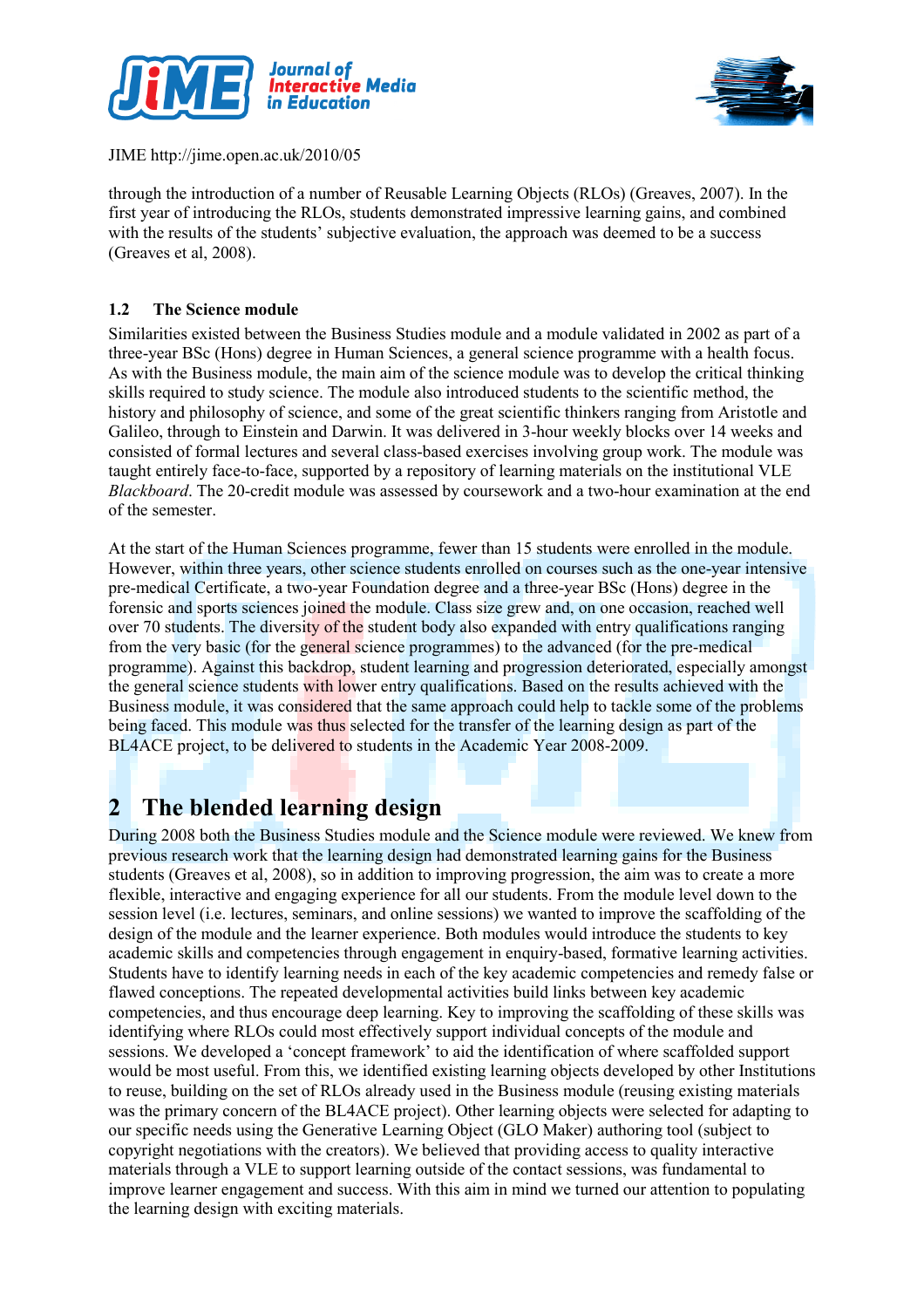through the introduction of a number of Reusable Learning Objects (RLOs) (Greaves, 2007). In the first year of introducing the RLOs, students demonstrated impressive learning gains, and combined with the results of the students' subjective evaluation, the approach was deemed to be a success (Greaves et al, 2008).

### 1.2 The Science module

Similarities existed between the Business Studies module and a module validated in 2002 as part of a three-year BSc (Hons) degree in Human Sciences, a general science programme with a health focus. As with the Business module, the main aim of the science module was to develop the critical thinking skills required to study science. The module also introduced students to the scientific method, the history and philosophy of science, and some of the great scientific thinkers ranging from Aristotle and Galileo, through to Einstein and Darwin. It was delivered in 3-hour weekly blocks over 14 weeks and consisted of formal lectures and several class-based exercises involving group work. The module was taught entirely face-to-face, supported by a repository of learning materials on the institutional VLE *Blackboard*. The 20-credit module was assessed by coursework and a two-hour examination at the end of the semester.

At the start of the Human Sciences programme, fewer than 15 students were enrolled in the module. However, within three years, other science students enrolled on courses such as the one-year intensive pre-medical Certificate, a two-year Foundation degree and a three-year BSc (Hons) degree in the forensic and sports sciences joined the module. Class size grew and, on one occasion, reached well over 70 students. The diversity of the student body also expanded with entry qualifications ranging from the very basic (for the general science programmes) to the advanced (for the pre-medical programme). Against this backdrop, student learning and progression deteriorated, especially amongst the general science students with lower entry qualifications. Based on the results achieved with the Business module, it was considered that the same approach could help to tackle some of the problems being faced. This module was thus selected for the transfer of the learning design as part of the BL4ACE project, to be delivered to students in the Academic Year 2008-2009.

## 2 The blended learning design

During 2008 both the Business Studies module and the Science module were reviewed. We knew from previous research work that the learning design had demonstrated learning gains for the Business students (Greaves et al, 2008), so in addition to improving progression, the aim was to create a more flexible, interactive and engaging experience for all our students. From the module level down to the session level (i.e. lectures, seminars, and online sessions) we wanted to improve the scaffolding of the design of the module and the learner experience. Both modules would introduce the students to key academic skills and competencies through engagement in enquiry-based, formative learning activities. Students have to identify learning needs in each of the key academic competencies and remedy false or flawed conceptions. The repeated developmental activities build links between key academic competencies, and thus encourage deep learning. Key to improving the scaffolding of these skills was identifying where RLOs could most effectively support individual concepts of the module and sessions. We developed a 'concept framework' to aid the identification of where scaffolded support would be most useful. From this, we identified existing learning objects developed by other Institutions to reuse, building on the set of RLOs already used in the Business module (reusing existing materials was the primary concern of the BL4ACE project). Other learning objects were selected for adapting to our specific needs using the Generative Learning Object (GLO Maker) authoring tool (subject to copyright negotiations with the creators). We believed that providing access to quality interactive materials through a VLE to support learning outside of the contact sessions, was fundamental to improve learner engagement and success. With this aim in mind we turned our attention to populating the learning design with exciting materials.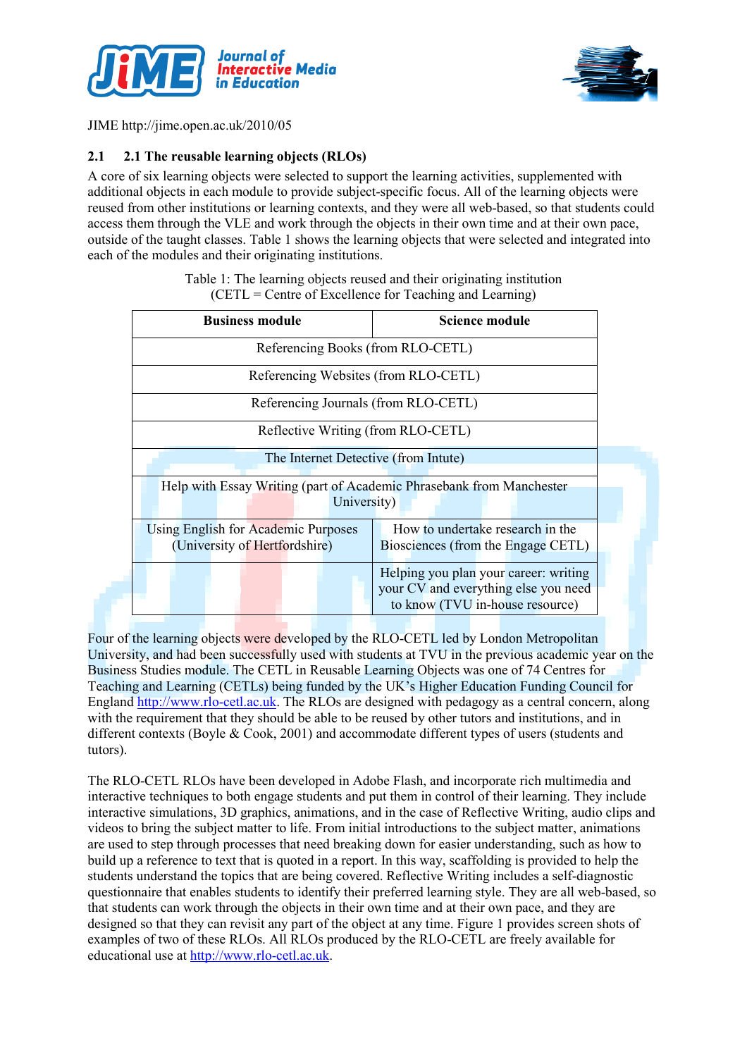## 2.1 2.1 The reusable learning objects (RLOs)

A core of six learning objects were selected to support the learning activities, supplemented with additional objects in each module to provide subject-specific focus. All of the learning objects were reused from other institutions or learning contexts, and they were all web-based, so that students could access them through the VLE and work through the objects in their own time and at their own pace, outside of the taught classes. Table 1 shows the learning objects that were selected and integrated into each of the modules and their originating institutions.

Table 1: The learning objects reused and their originating institution (CETL = Centre of Excellence for Teaching and Learning)

| Business module | Science module |
|---|---|
| Referencing Books (from RLO-CETL) | |
| Referencing Websites (from RLO-CETL) | |
| Referencing Journals (from RLO-CETL) | |
| Reflective Writing (from RLO-CETL) | |
| The Internet Detective (from Intute) | |
| Help with Essay Writing (part of Academic Phrasebank from Manchester University) | |
| Using English for Academic Purposes (University of Hertfordshire) | How to undertake research in the Biosciences (from the Engage CETL) |
| | Helping you plan your career: writing your CV and everything else you need to know (TVU in-house resource) |

Four of the learning objects were developed by the RLO-CETL led by London Metropolitan University, and had been successfully used with students at TVU in the previous academic year on the Business Studies module. The CETL in Reusable Learning Objects was one of 74 Centres for Teaching and Learning (CETLs) being funded by the UK's Higher Education Funding Council for England http://www.rlo-cetl.ac.uk. The RLOs are designed with pedagogy as a central concern, along with the requirement that they should be able to be reused by other tutors and institutions, and in different contexts (Boyle & Cook, 2001) and accommodate different types of users (students and tutors).

The RLO-CETL RLOs have been developed in Adobe Flash, and incorporate rich multimedia and interactive techniques to both engage students and put them in control of their learning. They include interactive simulations, 3D graphics, animations, and in the case of Reflective Writing, audio clips and videos to bring the subject matter to life. From initial introductions to the subject matter, animations are used to step through processes that need breaking down for easier understanding, such as how to build up a reference to text that is quoted in a report. In this way, scaffolding is provided to help the students understand the topics that are being covered. Reflective Writing includes a self-diagnostic questionnaire that enables students to identify their preferred learning style. They are all web-based, so that students can work through the objects in their own time and at their own pace, and they are designed so that they can revisit any part of the object at any time. Figure 1 provides screen shots of examples of two of these RLOs. All RLOs produced by the RLO-CETL are freely available for educational use at http://www.rlo-cetl.ac.uk.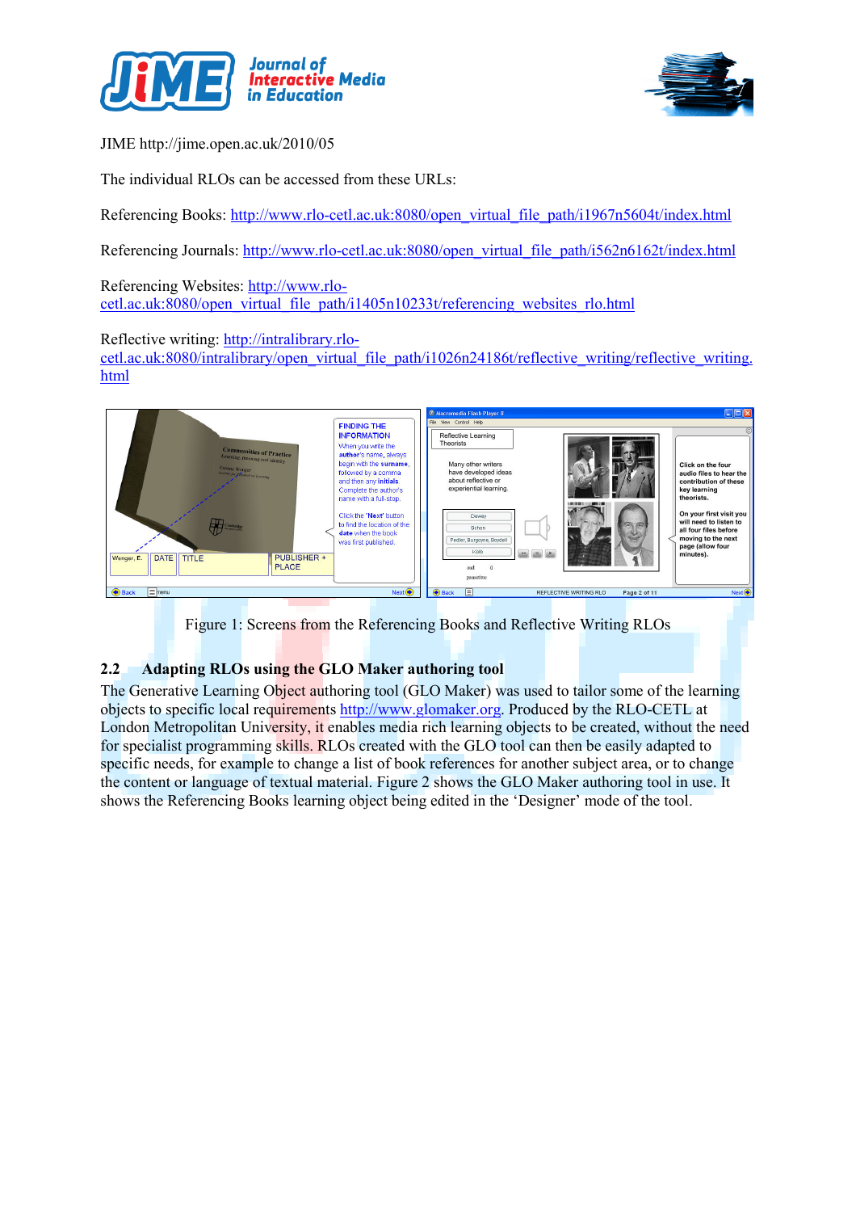The individual RLOs can be accessed from these URLs:

Referencing Books: http://www.rlo-cetl.ac.uk:8080/open_virtual_file_path/i1967n5604t/index.html

Referencing Journals: http://www.rlo-cetl.ac.uk:8080/open_virtual_file_path/i562n6162t/index.html

Referencing Websites: http://www.rlo-cetl.ac.uk:8080/open_virtual_file_path/i1405n10233t/referencing_websites_rlo.html

Reflective writing: http://intralibrary.rlo-cetl.ac.uk:8080/intralibrary/open_virtual_file_path/i1026n24186t/reflective_writing/reflective_writing.html

Figure 1: Screens from the Referencing Books and Reflective Writing RLOs

## 2.2 Adapting RLOs using the GLO Maker authoring tool

The Generative Learning Object authoring tool (GLO Maker) was used to tailor some of the learning objects to specific local requirements http://www.glomaker.org. Produced by the RLO-CETL at London Metropolitan University, it enables media rich learning objects to be created, without the need for specialist programming skills. RLOs created with the GLO tool can then be easily adapted to specific needs, for example to change a list of book references for another subject area, or to change the content or language of textual material. Figure 2 shows the GLO Maker authoring tool in use. It shows the Referencing Books learning object being edited in the 'Designer' mode of the tool.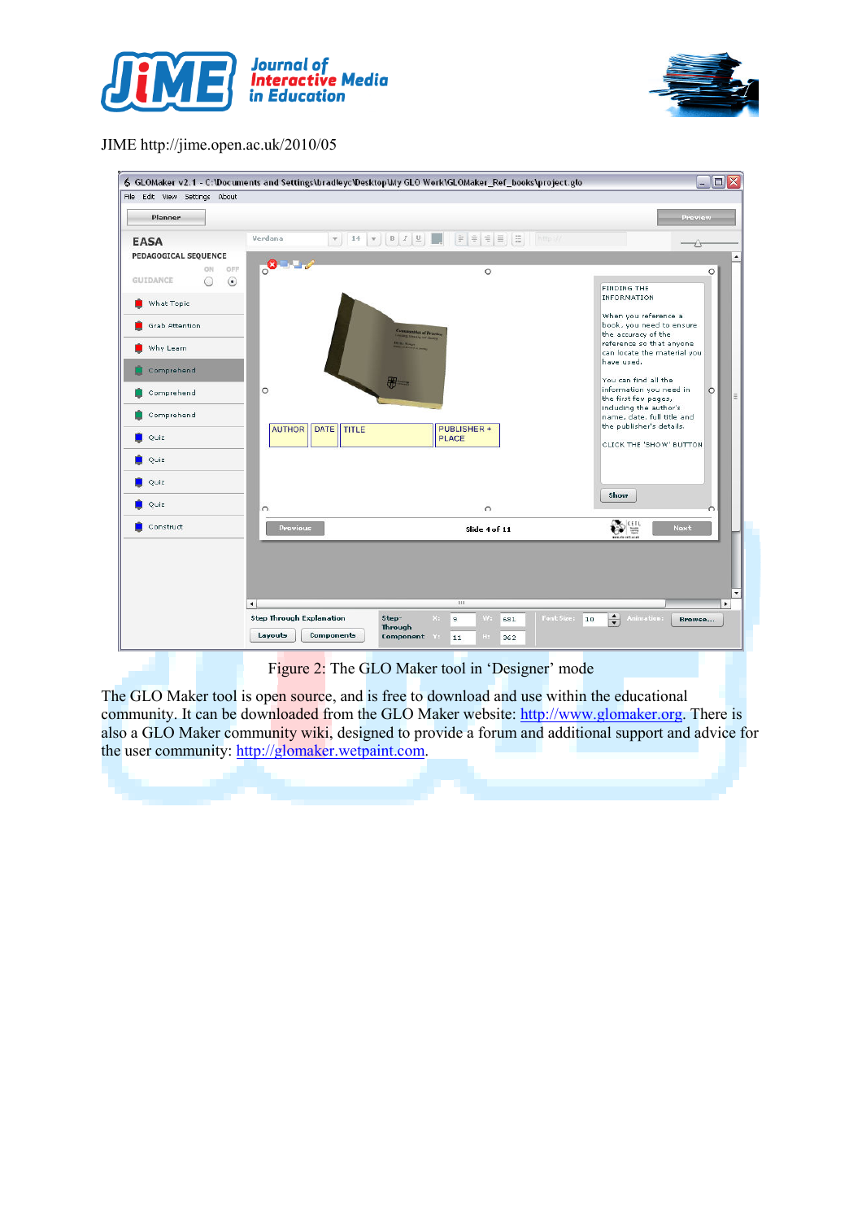Figure 2: The GLO Maker tool in 'Designer' mode

The GLO Maker tool is open source, and is free to download and use within the educational community. It can be downloaded from the GLO Maker website: http://www.glomaker.org. There is also a GLO Maker community wiki, designed to provide a forum and additional support and advice for the user community: http://glomaker.wetpaint.com.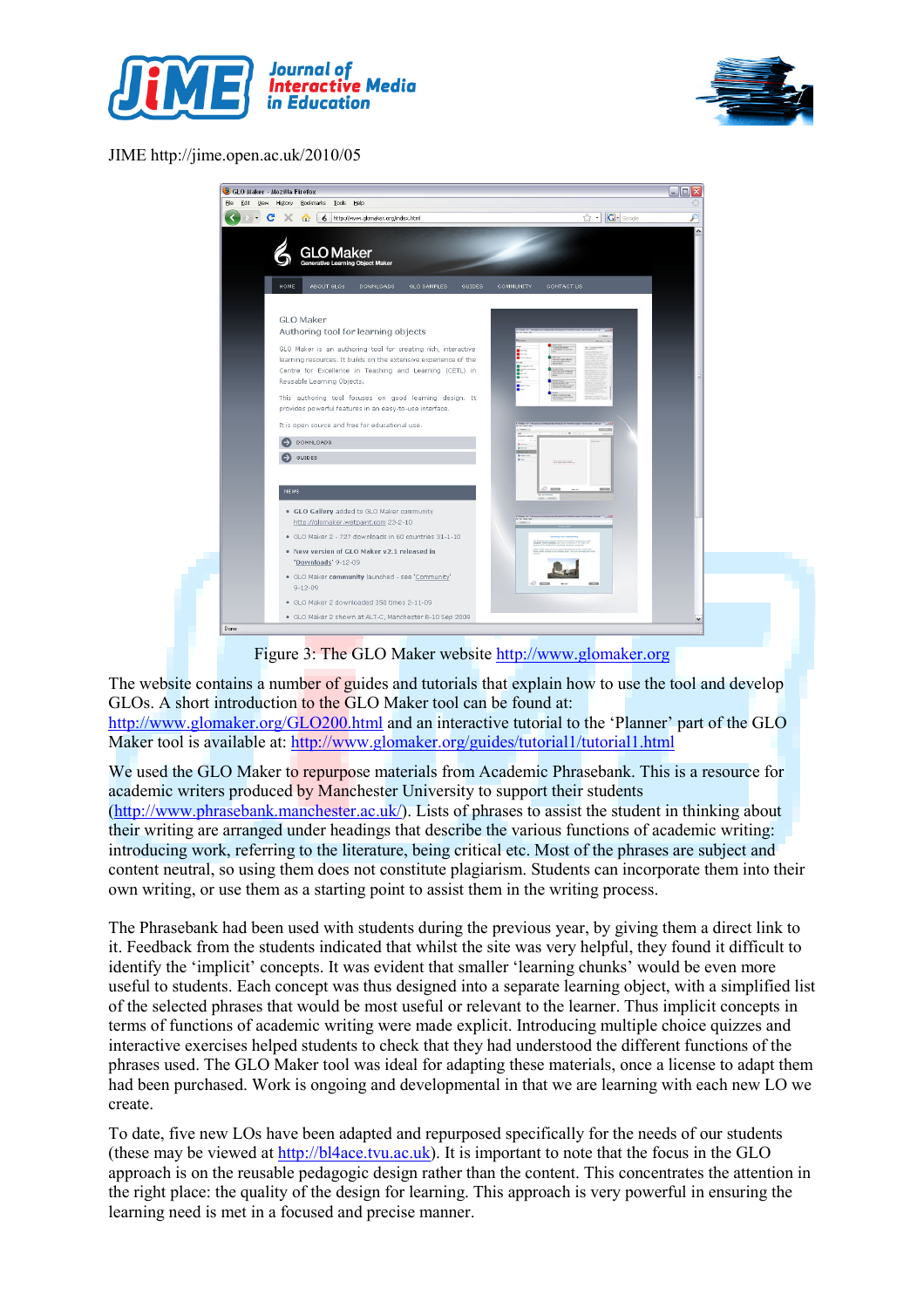Figure 3: The GLO Maker website http://www.glomaker.org

The website contains a number of guides and tutorials that explain how to use the tool and develop GLOs. A short introduction to the GLO Maker tool can be found at: http://www.glomaker.org/GLO200.html and an interactive tutorial to the 'Planner' part of the GLO Maker tool is available at: http://www.glomaker.org/guides/tutorial1/tutorial1.html

We used the GLO Maker to repurpose materials from Academic Phrasebank. This is a resource for academic writers produced by Manchester University to support their students (http://www.phrasebank.manchester.ac.uk/). Lists of phrases to assist the student in thinking about their writing are arranged under headings that describe the various functions of academic writing: introducing work, referring to the literature, being critical etc. Most of the phrases are subject and content neutral, so using them does not constitute plagiarism. Students can incorporate them into their own writing, or use them as a starting point to assist them in the writing process.

The Phrasebank had been used with students during the previous year, by giving them a direct link to it. Feedback from the students indicated that whilst the site was very helpful, they found it difficult to identify the 'implicit' concepts. It was evident that smaller 'learning chunks' would be even more useful to students. Each concept was thus designed into a separate learning object, with a simplified list of the selected phrases that would be most useful or relevant to the learner. Thus implicit concepts in terms of functions of academic writing were made explicit. Introducing multiple choice quizzes and interactive exercises helped students to check that they had understood the different functions of the phrases used. The GLO Maker tool was ideal for adapting these materials, once a license to adapt them had been purchased. Work is ongoing and developmental in that we are learning with each new LO we create.

To date, five new LOs have been adapted and repurposed specifically for the needs of our students (these may be viewed at http://bl4ace.tvu.ac.uk). It is important to note that the focus in the GLO approach is on the reusable pedagogic design rather than the content. This concentrates the attention in the right place: the quality of the design for learning. This approach is very powerful in ensuring the learning need is met in a focused and precise manner.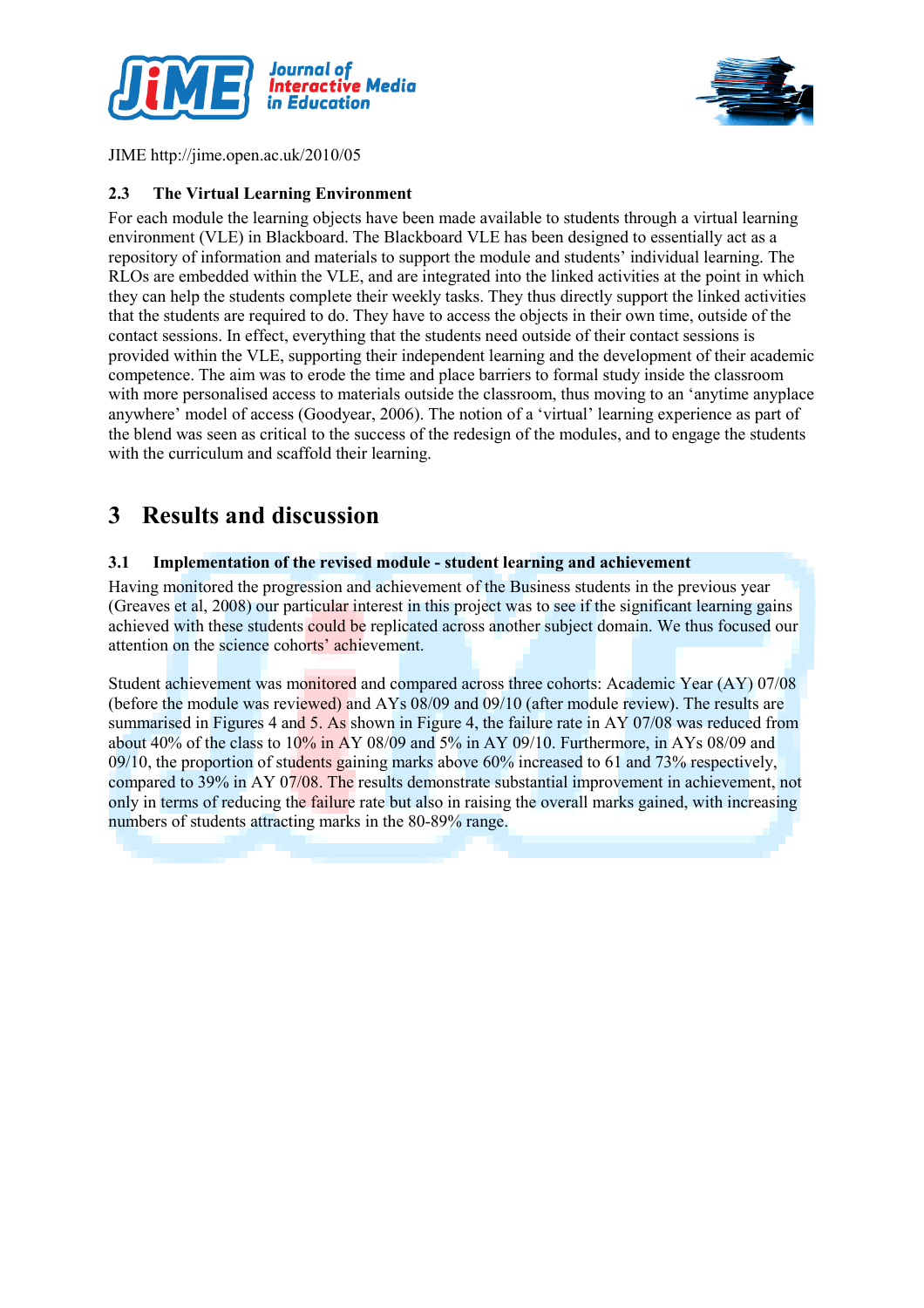### 2.3 The Virtual Learning Environment

For each module the learning objects have been made available to students through a virtual learning environment (VLE) in Blackboard. The Blackboard VLE has been designed to essentially act as a repository of information and materials to support the module and students' individual learning. The RLOs are embedded within the VLE, and are integrated into the linked activities at the point in which they can help the students complete their weekly tasks. They thus directly support the linked activities that the students are required to do. They have to access the objects in their own time, outside of the contact sessions. In effect, everything that the students need outside of their contact sessions is provided within the VLE, supporting their independent learning and the development of their academic competence. The aim was to erode the time and place barriers to formal study inside the classroom with more personalised access to materials outside the classroom, thus moving to an 'anytime anyplace anywhere' model of access (Goodyear, 2006). The notion of a 'virtual' learning experience as part of the blend was seen as critical to the success of the redesign of the modules, and to engage the students with the curriculum and scaffold their learning.

## 3 Results and discussion

### 3.1 Implementation of the revised module - student learning and achievement

Having monitored the progression and achievement of the Business students in the previous year (Greaves et al, 2008) our particular interest in this project was to see if the significant learning gains achieved with these students could be replicated across another subject domain. We thus focused our attention on the science cohorts' achievement.

Student achievement was monitored and compared across three cohorts: Academic Year (AY) 07/08 (before the module was reviewed) and AYs 08/09 and 09/10 (after module review). The results are summarised in Figures 4 and 5. As shown in Figure 4, the failure rate in AY 07/08 was reduced from about 40% of the class to 10% in AY 08/09 and 5% in AY 09/10. Furthermore, in AYs 08/09 and 09/10, the proportion of students gaining marks above 60% increased to 61 and 73% respectively, compared to 39% in AY 07/08. The results demonstrate substantial improvement in achievement, not only in terms of reducing the failure rate but also in raising the overall marks gained, with increasing numbers of students attracting marks in the 80-89% range.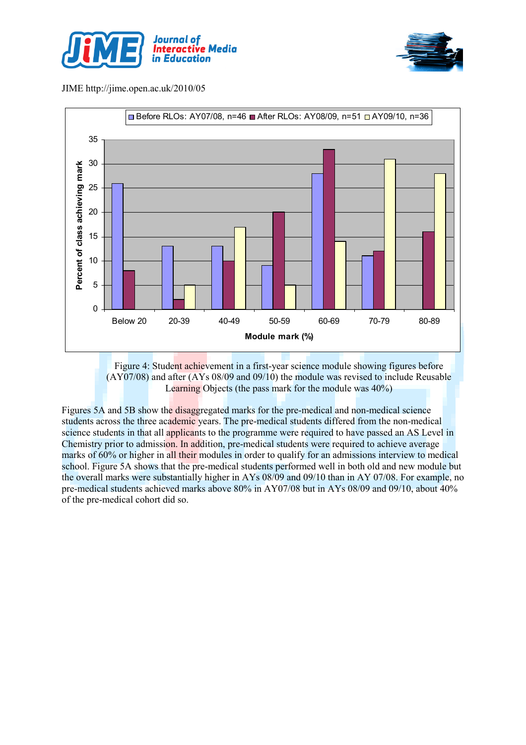Figure 4: Student achievement in a first-year science module showing figures before (AY07/08) and after (AYs 08/09 and 09/10) the module was revised to include Reusable Learning Objects (the pass mark for the module was 40%)

Figures 5A and 5B show the disaggregated marks for the pre-medical and non-medical science students across the three academic years. The pre-medical students differed from the non-medical science students in that all applicants to the programme were required to have passed an AS Level in Chemistry prior to admission. In addition, pre-medical students were required to achieve average marks of 60% or higher in all their modules in order to qualify for an admissions interview to medical school. Figure 5A shows that the pre-medical students performed well in both old and new module but the overall marks were substantially higher in AYs 08/09 and 09/10 than in AY 07/08. For example, no pre-medical students achieved marks above 80% in AY07/08 but in AYs 08/09 and 09/10, about 40% of the pre-medical cohort did so.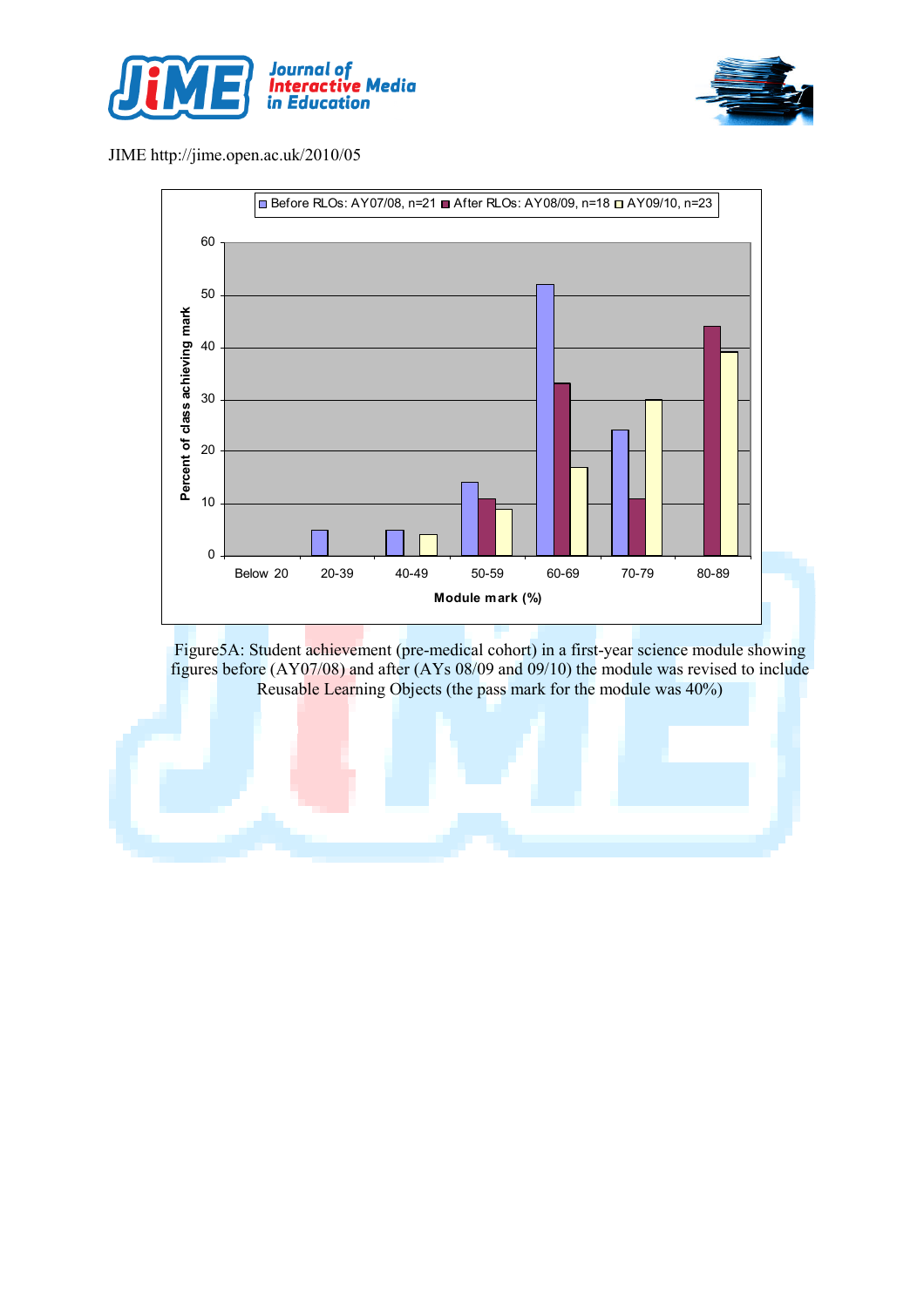Figure5A: Student achievement (pre-medical cohort) in a first-year science module showing figures before (AY07/08) and after (AYs 08/09 and 09/10) the module was revised to include Reusable Learning Objects (the pass mark for the module was 40%)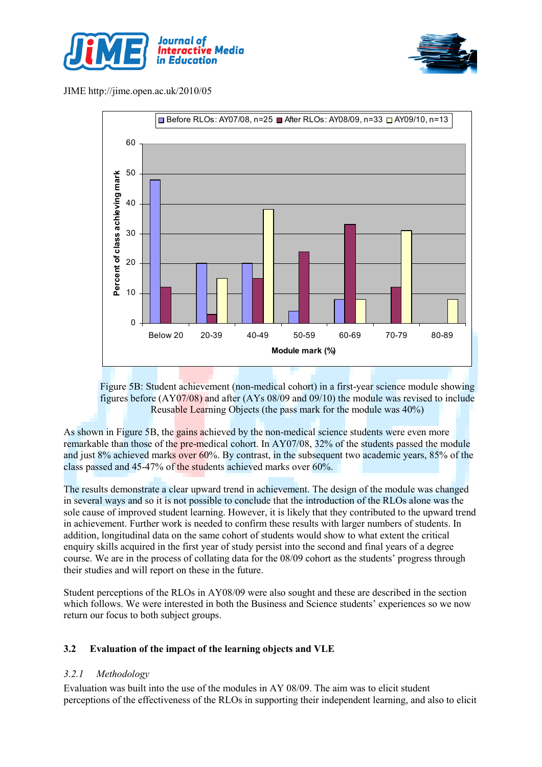Figure 5B: Student achievement (non-medical cohort) in a first-year science module showing figures before (AY07/08) and after (AYs 08/09 and 09/10) the module was revised to include Reusable Learning Objects (the pass mark for the module was 40%)

As shown in Figure 5B, the gains achieved by the non-medical science students were even more remarkable than those of the pre-medical cohort. In AY07/08, 32% of the students passed the module and just 8% achieved marks over 60%. By contrast, in the subsequent two academic years, 85% of the class passed and 45-47% of the students achieved marks over 60%.

The results demonstrate a clear upward trend in achievement. The design of the module was changed in several ways and so it is not possible to conclude that the introduction of the RLOs alone was the sole cause of improved student learning. However, it is likely that they contributed to the upward trend in achievement. Further work is needed to confirm these results with larger numbers of students. In addition, longitudinal data on the same cohort of students would show to what extent the critical enquiry skills acquired in the first year of study persist into the second and final years of a degree course. We are in the process of collating data for the 08/09 cohort as the students' progress through their studies and will report on these in the future.

Student perceptions of the RLOs in AY08/09 were also sought and these are described in the section which follows. We were interested in both the Business and Science students' experiences so we now return our focus to both subject groups.

## 3.2 Evaluation of the impact of the learning objects and VLE

### *3.2.1 Methodology*

Evaluation was built into the use of the modules in AY 08/09. The aim was to elicit student perceptions of the effectiveness of the RLOs in supporting their independent learning, and also to elicit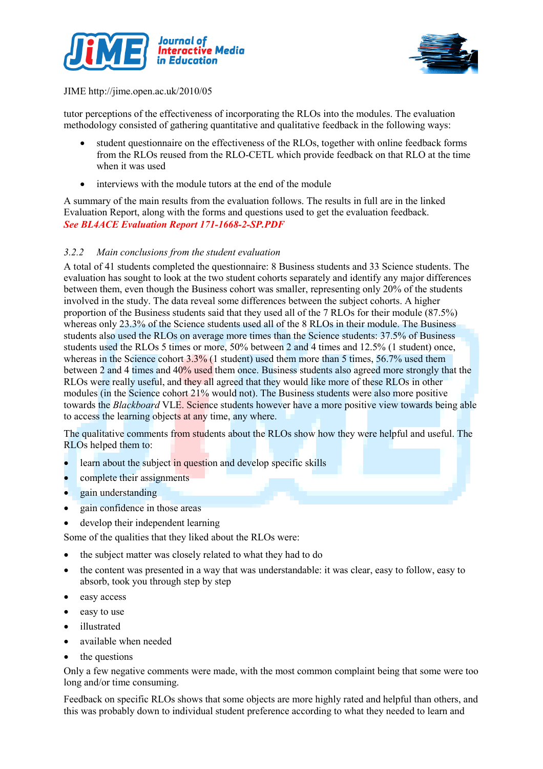tutor perceptions of the effectiveness of incorporating the RLOs into the modules. The evaluation methodology consisted of gathering quantitative and qualitative feedback in the following ways:

- student questionnaire on the effectiveness of the RLOs, together with online feedback forms from the RLOs reused from the RLO-CETL which provide feedback on that RLO at the time when it was used
- interviews with the module tutors at the end of the module

A summary of the main results from the evaluation follows. The results in full are in the linked Evaluation Report, along with the forms and questions used to get the evaluation feedback.
***See BL4ACE Evaluation Report 171-1668-2-SP.PDF***

### *3.2.2 Main conclusions from the student evaluation*

A total of 41 students completed the questionnaire: 8 Business students and 33 Science students. The evaluation has sought to look at the two student cohorts separately and identify any major differences between them, even though the Business cohort was smaller, representing only 20% of the students involved in the study. The data reveal some differences between the subject cohorts. A higher proportion of the Business students said that they used all of the 7 RLOs for their module (87.5%) whereas only 23.3% of the Science students used all of the 8 RLOs in their module. The Business students also used the RLOs on average more times than the Science students: 37.5% of Business students used the RLOs 5 times or more, 50% between 2 and 4 times and 12.5% (1 student) once, whereas in the Science cohort 3.3% (1 student) used them more than 5 times, 56.7% used them between 2 and 4 times and 40% used them once. Business students also agreed more strongly that the RLOs were really useful, and they all agreed that they would like more of these RLOs in other modules (in the Science cohort 21% would not). The Business students were also more positive towards the *Blackboard* VLE. Science students however have a more positive view towards being able to access the learning objects at any time, any where.

The qualitative comments from students about the RLOs show how they were helpful and useful. The RLOs helped them to:

- learn about the subject in question and develop specific skills
- complete their assignments
- gain understanding
- gain confidence in those areas
- develop their independent learning

Some of the qualities that they liked about the RLOs were:

- the subject matter was closely related to what they had to do
- the content was presented in a way that was understandable: it was clear, easy to follow, easy to absorb, took you through step by step
- easy access
- easy to use
- illustrated
- available when needed
- the questions

Only a few negative comments were made, with the most common complaint being that some were too long and/or time consuming.

Feedback on specific RLOs shows that some objects are more highly rated and helpful than others, and this was probably down to individual student preference according to what they needed to learn and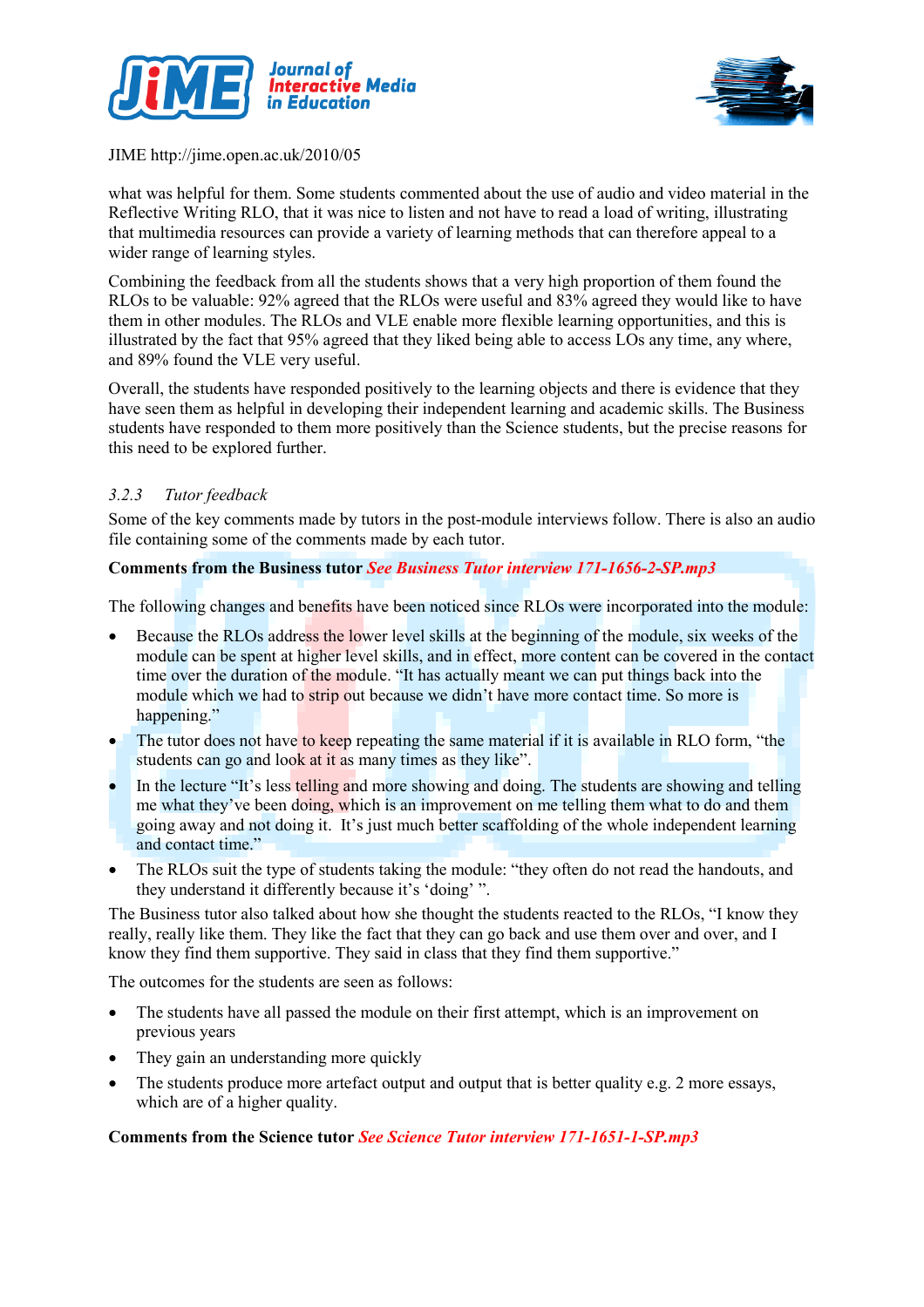what was helpful for them. Some students commented about the use of audio and video material in the Reflective Writing RLO, that it was nice to listen and not have to read a load of writing, illustrating that multimedia resources can provide a variety of learning methods that can therefore appeal to a wider range of learning styles.

Combining the feedback from all the students shows that a very high proportion of them found the RLOs to be valuable: 92% agreed that the RLOs were useful and 83% agreed they would like to have them in other modules. The RLOs and VLE enable more flexible learning opportunities, and this is illustrated by the fact that 95% agreed that they liked being able to access LOs any time, any where, and 89% found the VLE very useful.

Overall, the students have responded positively to the learning objects and there is evidence that they have seen them as helpful in developing their independent learning and academic skills. The Business students have responded to them more positively than the Science students, but the precise reasons for this need to be explored further.

### *3.2.3 Tutor feedback*

Some of the key comments made by tutors in the post-module interviews follow. There is also an audio file containing some of the comments made by each tutor.

**Comments from the Business tutor** ***See Business Tutor interview 171-1656-2-SP.mp3***

The following changes and benefits have been noticed since RLOs were incorporated into the module:

- Because the RLOs address the lower level skills at the beginning of the module, six weeks of the module can be spent at higher level skills, and in effect, more content can be covered in the contact time over the duration of the module. "It has actually meant we can put things back into the module which we had to strip out because we didn't have more contact time. So more is happening."
- The tutor does not have to keep repeating the same material if it is available in RLO form, "the students can go and look at it as many times as they like".
- In the lecture "It's less telling and more showing and doing. The students are showing and telling me what they've been doing, which is an improvement on me telling them what to do and them going away and not doing it. It's just much better scaffolding of the whole independent learning and contact time."
- The RLOs suit the type of students taking the module: "they often do not read the handouts, and they understand it differently because it's 'doing' ".

The Business tutor also talked about how she thought the students reacted to the RLOs, "I know they really, really like them. They like the fact that they can go back and use them over and over, and I know they find them supportive. They said in class that they find them supportive."

The outcomes for the students are seen as follows:

- The students have all passed the module on their first attempt, which is an improvement on previous years
- They gain an understanding more quickly
- The students produce more artefact output and output that is better quality e.g. 2 more essays, which are of a higher quality.

**Comments from the Science tutor** ***See Science Tutor interview 171-1651-1-SP.mp3***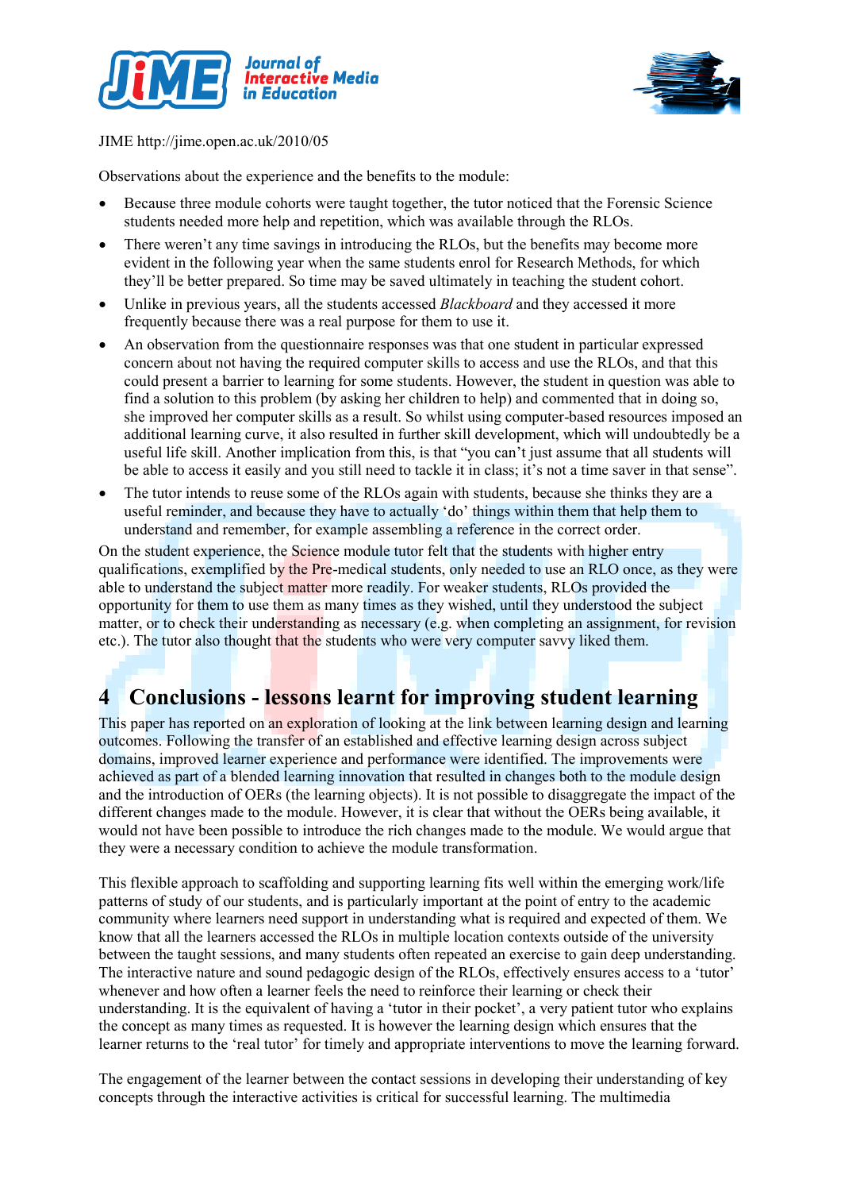Observations about the experience and the benefits to the module:

- Because three module cohorts were taught together, the tutor noticed that the Forensic Science students needed more help and repetition, which was available through the RLOs.
- There weren't any time savings in introducing the RLOs, but the benefits may become more evident in the following year when the same students enrol for Research Methods, for which they'll be better prepared. So time may be saved ultimately in teaching the student cohort.
- Unlike in previous years, all the students accessed *Blackboard* and they accessed it more frequently because there was a real purpose for them to use it.
- An observation from the questionnaire responses was that one student in particular expressed concern about not having the required computer skills to access and use the RLOs, and that this could present a barrier to learning for some students. However, the student in question was able to find a solution to this problem (by asking her children to help) and commented that in doing so, she improved her computer skills as a result. So whilst using computer-based resources imposed an additional learning curve, it also resulted in further skill development, which will undoubtedly be a useful life skill. Another implication from this, is that "you can't just assume that all students will be able to access it easily and you still need to tackle it in class; it's not a time saver in that sense".
- The tutor intends to reuse some of the RLOs again with students, because she thinks they are a useful reminder, and because they have to actually 'do' things within them that help them to understand and remember, for example assembling a reference in the correct order.

On the student experience, the Science module tutor felt that the students with higher entry qualifications, exemplified by the Pre-medical students, only needed to use an RLO once, as they were able to understand the subject matter more readily. For weaker students, RLOs provided the opportunity for them to use them as many times as they wished, until they understood the subject matter, or to check their understanding as necessary (e.g. when completing an assignment, for revision etc.). The tutor also thought that the students who were very computer savvy liked them.

# 4 Conclusions - lessons learnt for improving student learning

This paper has reported on an exploration of looking at the link between learning design and learning outcomes. Following the transfer of an established and effective learning design across subject domains, improved learner experience and performance were identified. The improvements were achieved as part of a blended learning innovation that resulted in changes both to the module design and the introduction of OERs (the learning objects). It is not possible to disaggregate the impact of the different changes made to the module. However, it is clear that without the OERs being available, it would not have been possible to introduce the rich changes made to the module. We would argue that they were a necessary condition to achieve the module transformation.

This flexible approach to scaffolding and supporting learning fits well within the emerging work/life patterns of study of our students, and is particularly important at the point of entry to the academic community where learners need support in understanding what is required and expected of them. We know that all the learners accessed the RLOs in multiple location contexts outside of the university between the taught sessions, and many students often repeated an exercise to gain deep understanding. The interactive nature and sound pedagogic design of the RLOs, effectively ensures access to a 'tutor' whenever and how often a learner feels the need to reinforce their learning or check their understanding. It is the equivalent of having a 'tutor in their pocket', a very patient tutor who explains the concept as many times as requested. It is however the learning design which ensures that the learner returns to the 'real tutor' for timely and appropriate interventions to move the learning forward.

The engagement of the learner between the contact sessions in developing their understanding of key concepts through the interactive activities is critical for successful learning. The multimedia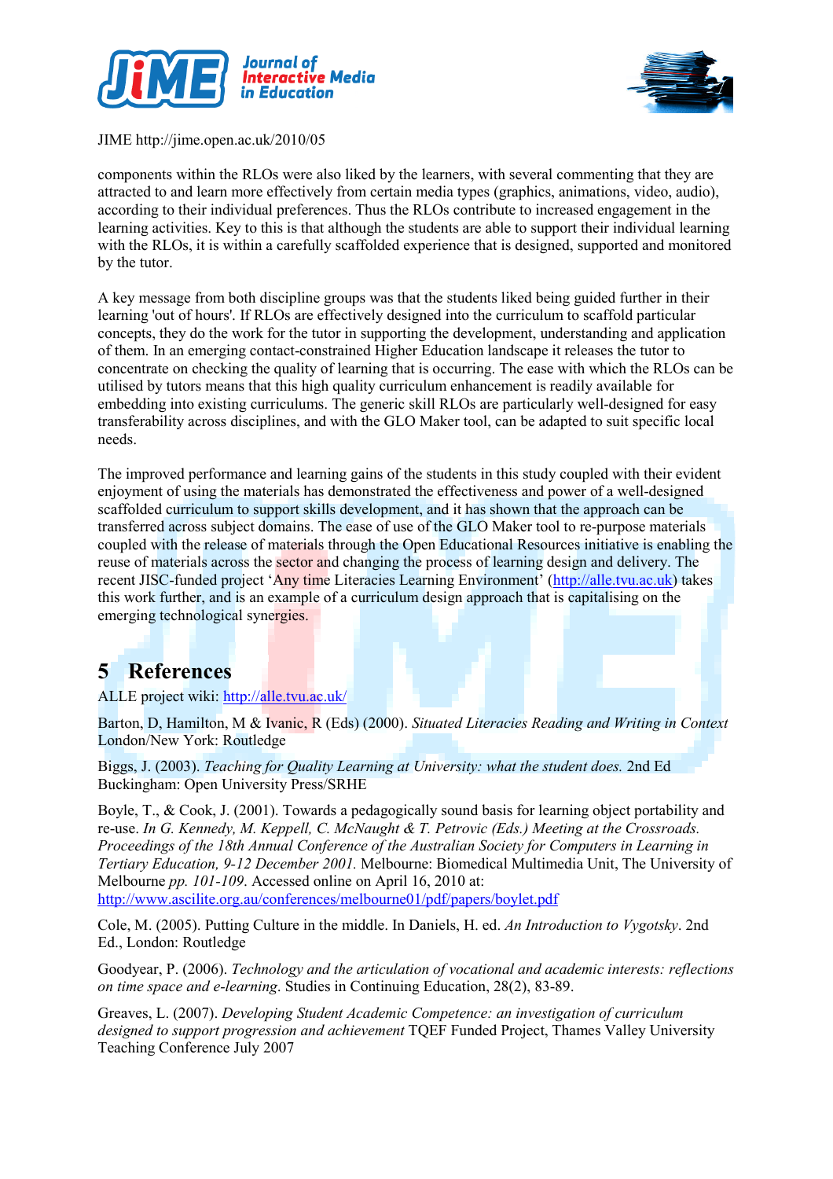components within the RLOs were also liked by the learners, with several commenting that they are attracted to and learn more effectively from certain media types (graphics, animations, video, audio), according to their individual preferences. Thus the RLOs contribute to increased engagement in the learning activities. Key to this is that although the students are able to support their individual learning with the RLOs, it is within a carefully scaffolded experience that is designed, supported and monitored by the tutor.

A key message from both discipline groups was that the students liked being guided further in their learning 'out of hours'. If RLOs are effectively designed into the curriculum to scaffold particular concepts, they do the work for the tutor in supporting the development, understanding and application of them. In an emerging contact-constrained Higher Education landscape it releases the tutor to concentrate on checking the quality of learning that is occurring. The ease with which the RLOs can be utilised by tutors means that this high quality curriculum enhancement is readily available for embedding into existing curriculums. The generic skill RLOs are particularly well-designed for easy transferability across disciplines, and with the GLO Maker tool, can be adapted to suit specific local needs.

The improved performance and learning gains of the students in this study coupled with their evident enjoyment of using the materials has demonstrated the effectiveness and power of a well-designed scaffolded curriculum to support skills development, and it has shown that the approach can be transferred across subject domains. The ease of use of the GLO Maker tool to re-purpose materials coupled with the release of materials through the Open Educational Resources initiative is enabling the reuse of materials across the sector and changing the process of learning design and delivery. The recent JISC-funded project 'Any time Literacies Learning Environment' (http://alle.tvu.ac.uk) takes this work further, and is an example of a curriculum design approach that is capitalising on the emerging technological synergies.

## 5 References

ALLE project wiki: http://alle.tvu.ac.uk/

Barton, D, Hamilton, M & Ivanic, R (Eds) (2000). *Situated Literacies Reading and Writing in Context* London/New York: Routledge

Biggs, J. (2003). *Teaching for Quality Learning at University: what the student does.* 2nd Ed Buckingham: Open University Press/SRHE

Boyle, T., & Cook, J. (2001). Towards a pedagogically sound basis for learning object portability and re-use. *In G. Kennedy, M. Keppell, C. McNaught & T. Petrovic (Eds.) Meeting at the Crossroads. Proceedings of the 18th Annual Conference of the Australian Society for Computers in Learning in Tertiary Education, 9-12 December 2001.* Melbourne: Biomedical Multimedia Unit, The University of Melbourne *pp. 101-109*. Accessed online on April 16, 2010 at: http://www.ascilite.org.au/conferences/melbourne01/pdf/papers/boylet.pdf

Cole, M. (2005). Putting Culture in the middle. In Daniels, H. ed. *An Introduction to Vygotsky*. 2nd Ed., London: Routledge

Goodyear, P. (2006). *Technology and the articulation of vocational and academic interests: reflections on time space and e-learning*. Studies in Continuing Education, 28(2), 83-89.

Greaves, L. (2007). *Developing Student Academic Competence: an investigation of curriculum designed to support progression and achievement* TQEF Funded Project, Thames Valley University Teaching Conference July 2007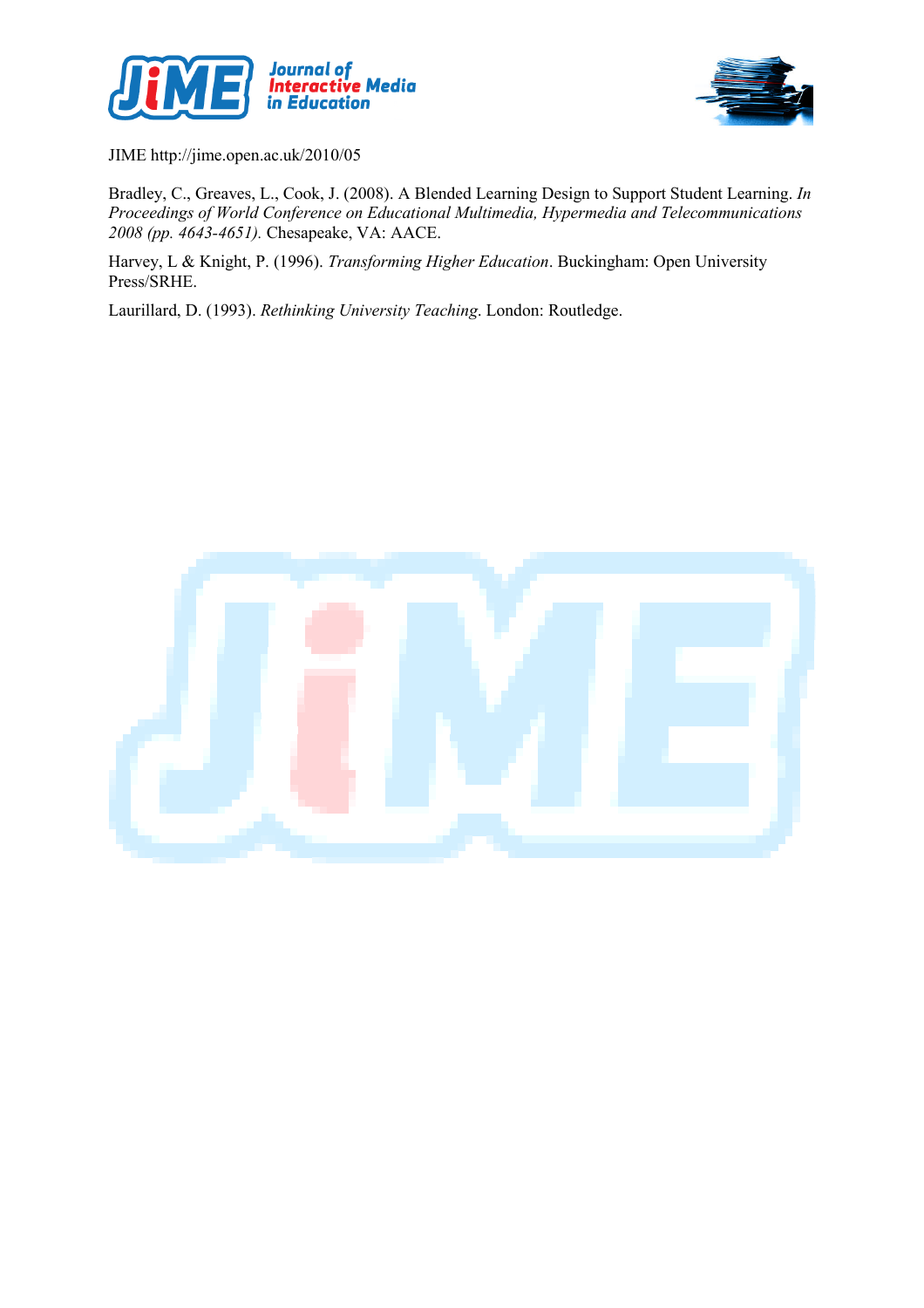Bradley, C., Greaves, L., Cook, J. (2008). A Blended Learning Design to Support Student Learning. *In Proceedings of World Conference on Educational Multimedia, Hypermedia and Telecommunications 2008 (pp. 4643-4651).* Chesapeake, VA: AACE.

Harvey, L & Knight, P. (1996). *Transforming Higher Education*. Buckingham: Open University Press/SRHE.

Laurillard, D. (1993). *Rethinking University Teaching.* London: Routledge.